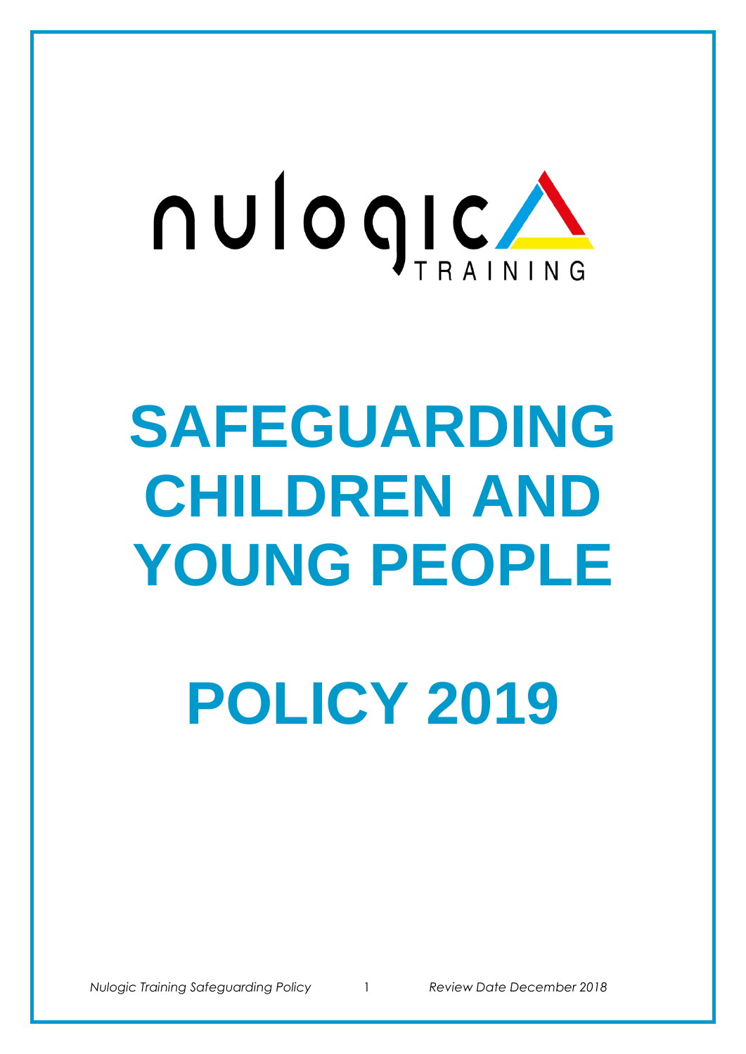nulogic TRAINING

# SAFEGUARDING CHILDREN AND YOUNG PEOPLE

# POLICY 2019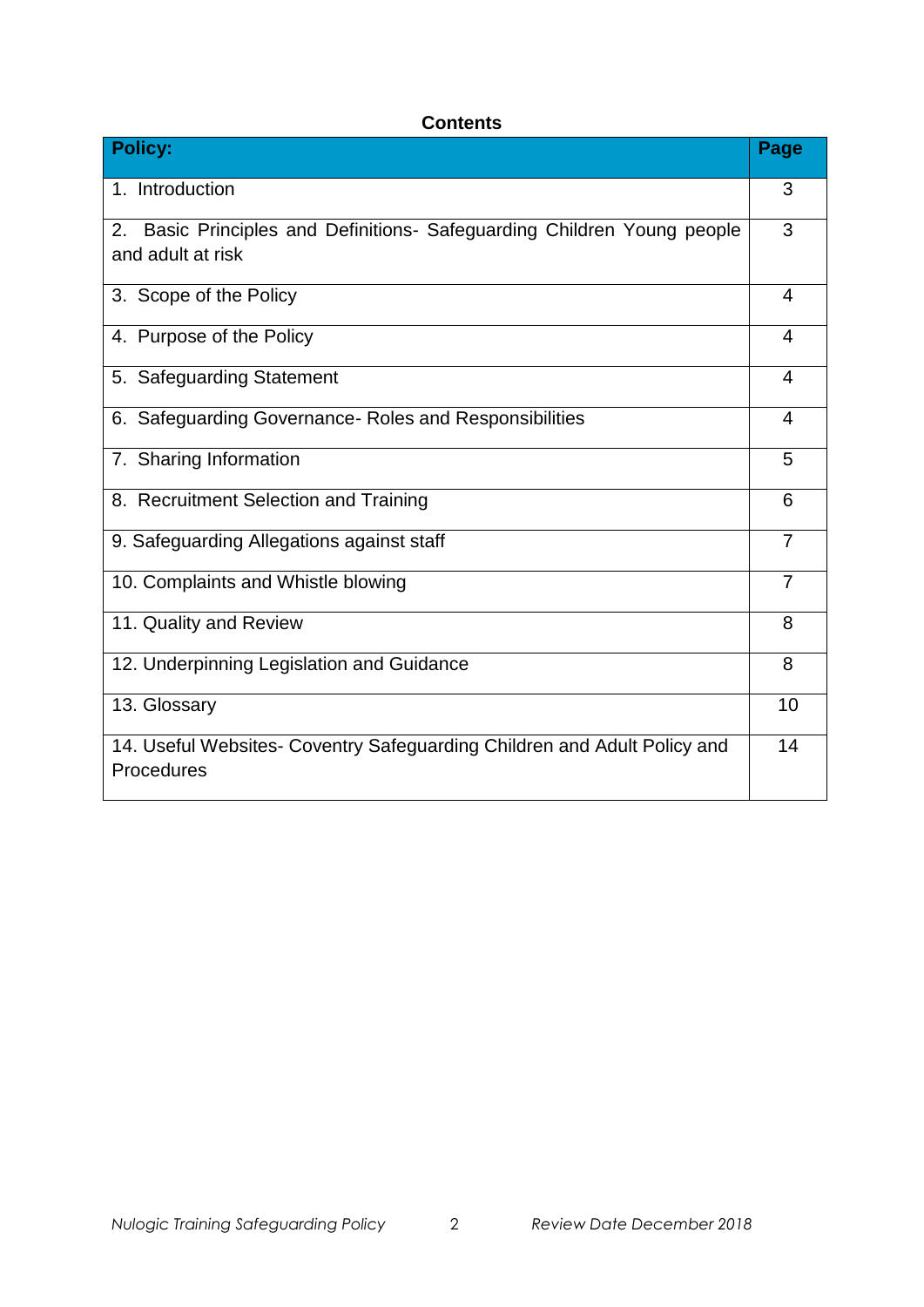**Contents**

| Policy: | Page |
|---|---|
| 1. Introduction | 3 |
| 2. Basic Principles and Definitions- Safeguarding Children Young people and adult at risk | 3 |
| 3. Scope of the Policy | 4 |
| 4. Purpose of the Policy | 4 |
| 5. Safeguarding Statement | 4 |
| 6. Safeguarding Governance- Roles and Responsibilities | 4 |
| 7. Sharing Information | 5 |
| 8. Recruitment Selection and Training | 6 |
| 9. Safeguarding Allegations against staff | 7 |
| 10. Complaints and Whistle blowing | 7 |
| 11. Quality and Review | 8 |
| 12. Underpinning Legislation and Guidance | 8 |
| 13. Glossary | 10 |
| 14. Useful Websites- Coventry Safeguarding Children and Adult Policy and Procedures | 14 |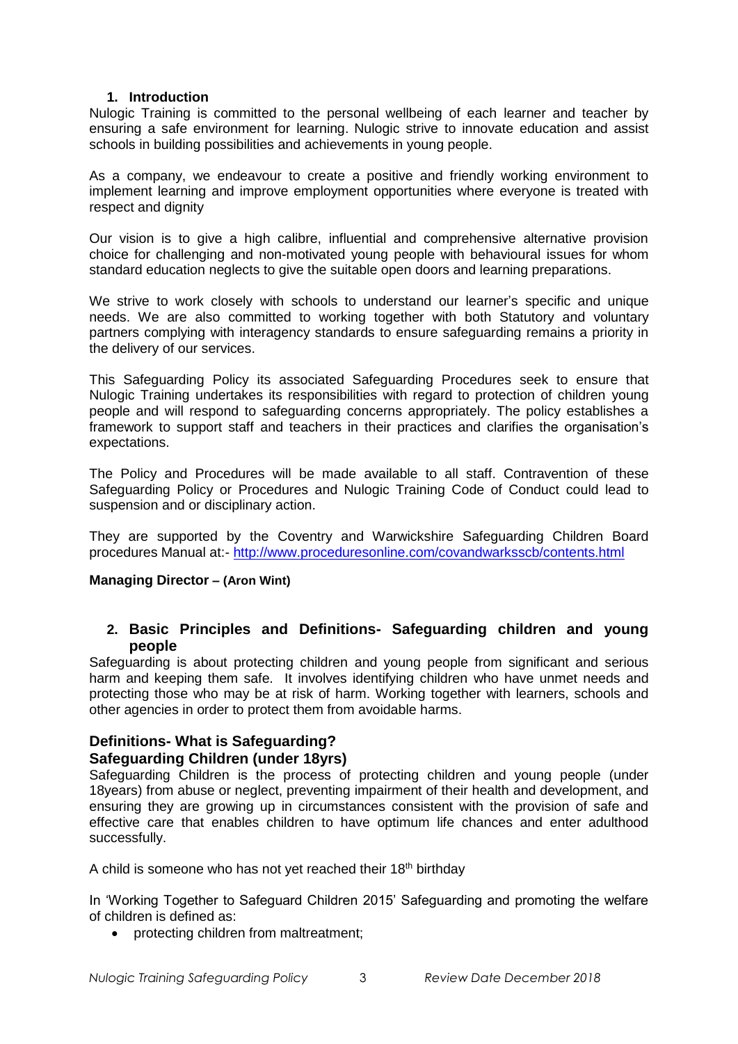## 1. Introduction

Nulogic Training is committed to the personal wellbeing of each learner and teacher by ensuring a safe environment for learning. Nulogic strive to innovate education and assist schools in building possibilities and achievements in young people.

As a company, we endeavour to create a positive and friendly working environment to implement learning and improve employment opportunities where everyone is treated with respect and dignity

Our vision is to give a high calibre, influential and comprehensive alternative provision choice for challenging and non-motivated young people with behavioural issues for whom standard education neglects to give the suitable open doors and learning preparations.

We strive to work closely with schools to understand our learner's specific and unique needs. We are also committed to working together with both Statutory and voluntary partners complying with interagency standards to ensure safeguarding remains a priority in the delivery of our services.

This Safeguarding Policy its associated Safeguarding Procedures seek to ensure that Nulogic Training undertakes its responsibilities with regard to protection of children young people and will respond to safeguarding concerns appropriately. The policy establishes a framework to support staff and teachers in their practices and clarifies the organisation's expectations.

The Policy and Procedures will be made available to all staff. Contravention of these Safeguarding Policy or Procedures and Nulogic Training Code of Conduct could lead to suspension and or disciplinary action.

They are supported by the Coventry and Warwickshire Safeguarding Children Board procedures Manual at:- [http://www.proceduresonline.com/covandwarksscb/contents.html](http://www.proceduresonline.com/covandwarksscb/contents.html)

**Managing Director – (Aron Wint)**

## 2. Basic Principles and Definitions- Safeguarding children and young people

Safeguarding is about protecting children and young people from significant and serious harm and keeping them safe. It involves identifying children who have unmet needs and protecting those who may be at risk of harm. Working together with learners, schools and other agencies in order to protect them from avoidable harms.

### Definitions- What is Safeguarding?

### Safeguarding Children (under 18yrs)

Safeguarding Children is the process of protecting children and young people (under 18years) from abuse or neglect, preventing impairment of their health and development, and ensuring they are growing up in circumstances consistent with the provision of safe and effective care that enables children to have optimum life chances and enter adulthood successfully.

A child is someone who has not yet reached their 18th birthday

In 'Working Together to Safeguard Children 2015' Safeguarding and promoting the welfare of children is defined as:

- protecting children from maltreatment;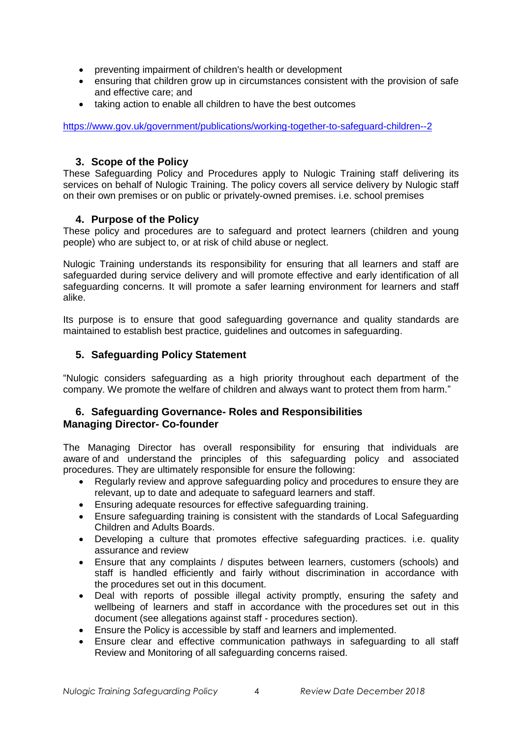- preventing impairment of children's health or development
- ensuring that children grow up in circumstances consistent with the provision of safe and effective care; and
- taking action to enable all children to have the best outcomes

https://www.gov.uk/government/publications/working-together-to-safeguard-children--2

### 3. Scope of the Policy

These Safeguarding Policy and Procedures apply to Nulogic Training staff delivering its services on behalf of Nulogic Training. The policy covers all service delivery by Nulogic staff on their own premises or on public or privately-owned premises. i.e. school premises

### 4. Purpose of the Policy

These policy and procedures are to safeguard and protect learners (children and young people) who are subject to, or at risk of child abuse or neglect.

Nulogic Training understands its responsibility for ensuring that all learners and staff are safeguarded during service delivery and will promote effective and early identification of all safeguarding concerns. It will promote a safer learning environment for learners and staff alike.

Its purpose is to ensure that good safeguarding governance and quality standards are maintained to establish best practice, guidelines and outcomes in safeguarding.

### 5. Safeguarding Policy Statement

"Nulogic considers safeguarding as a high priority throughout each department of the company. We promote the welfare of children and always want to protect them from harm."

### 6. Safeguarding Governance- Roles and Responsibilities

**Managing Director- Co-founder**

The Managing Director has overall responsibility for ensuring that individuals are aware of and understand the principles of this safeguarding policy and associated procedures. They are ultimately responsible for ensure the following:

- Regularly review and approve safeguarding policy and procedures to ensure they are relevant, up to date and adequate to safeguard learners and staff.
- Ensuring adequate resources for effective safeguarding training.
- Ensure safeguarding training is consistent with the standards of Local Safeguarding Children and Adults Boards.
- Developing a culture that promotes effective safeguarding practices. i.e. quality assurance and review
- Ensure that any complaints / disputes between learners, customers (schools) and staff is handled efficiently and fairly without discrimination in accordance with the procedures set out in this document.
- Deal with reports of possible illegal activity promptly, ensuring the safety and wellbeing of learners and staff in accordance with the procedures set out in this document (see allegations against staff - procedures section).
- Ensure the Policy is accessible by staff and learners and implemented.
- Ensure clear and effective communication pathways in safeguarding to all staff Review and Monitoring of all safeguarding concerns raised.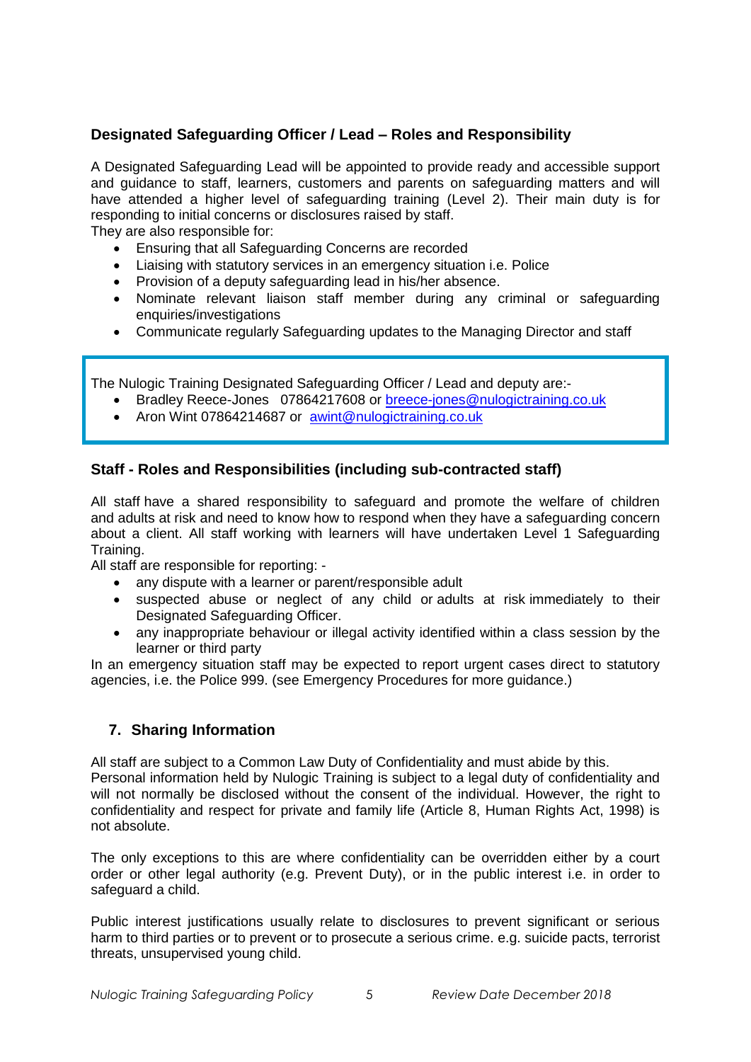### Designated Safeguarding Officer / Lead – Roles and Responsibility

A Designated Safeguarding Lead will be appointed to provide ready and accessible support and guidance to staff, learners, customers and parents on safeguarding matters and will have attended a higher level of safeguarding training (Level 2). Their main duty is for responding to initial concerns or disclosures raised by staff.

They are also responsible for:

- Ensuring that all Safeguarding Concerns are recorded
- Liaising with statutory services in an emergency situation i.e. Police
- Provision of a deputy safeguarding lead in his/her absence.
- Nominate relevant liaison staff member during any criminal or safeguarding enquiries/investigations
- Communicate regularly Safeguarding updates to the Managing Director and staff

The Nulogic Training Designated Safeguarding Officer / Lead and deputy are:-

- Bradley Reece-Jones 07864217608 or breece-jones@nulogictraining.co.uk
- Aron Wint 07864214687 or awint@nulogictraining.co.uk

### Staff - Roles and Responsibilities (including sub-contracted staff)

All staff have a shared responsibility to safeguard and promote the welfare of children and adults at risk and need to know how to respond when they have a safeguarding concern about a client. All staff working with learners will have undertaken Level 1 Safeguarding Training.

All staff are responsible for reporting: -

- any dispute with a learner or parent/responsible adult
- suspected abuse or neglect of any child or adults at risk immediately to their Designated Safeguarding Officer.
- any inappropriate behaviour or illegal activity identified within a class session by the learner or third party

In an emergency situation staff may be expected to report urgent cases direct to statutory agencies, i.e. the Police 999. (see Emergency Procedures for more guidance.)

## 7. Sharing Information

All staff are subject to a Common Law Duty of Confidentiality and must abide by this.
Personal information held by Nulogic Training is subject to a legal duty of confidentiality and will not normally be disclosed without the consent of the individual. However, the right to confidentiality and respect for private and family life (Article 8, Human Rights Act, 1998) is not absolute.

The only exceptions to this are where confidentiality can be overridden either by a court order or other legal authority (e.g. Prevent Duty), or in the public interest i.e. in order to safeguard a child.

Public interest justifications usually relate to disclosures to prevent significant or serious harm to third parties or to prevent or to prosecute a serious crime. e.g. suicide pacts, terrorist threats, unsupervised young child.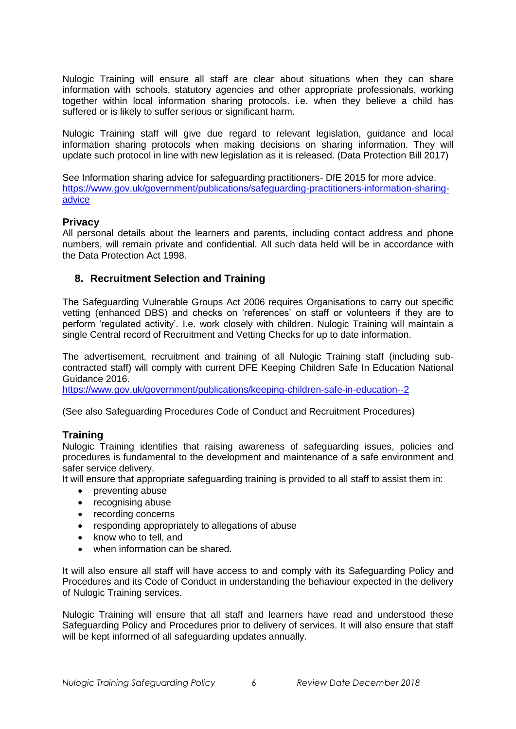Nulogic Training will ensure all staff are clear about situations when they can share information with schools, statutory agencies and other appropriate professionals, working together within local information sharing protocols. i.e. when they believe a child has suffered or is likely to suffer serious or significant harm.

Nulogic Training staff will give due regard to relevant legislation, guidance and local information sharing protocols when making decisions on sharing information. They will update such protocol in line with new legislation as it is released. (Data Protection Bill 2017)

See Information sharing advice for safeguarding practitioners- DfE 2015 for more advice. [https://www.gov.uk/government/publications/safeguarding-practitioners-information-sharing-advice](https://www.gov.uk/government/publications/safeguarding-practitioners-information-sharing-advice)

### Privacy

All personal details about the learners and parents, including contact address and phone numbers, will remain private and confidential. All such data held will be in accordance with the Data Protection Act 1998.

## 8. Recruitment Selection and Training

The Safeguarding Vulnerable Groups Act 2006 requires Organisations to carry out specific vetting (enhanced DBS) and checks on 'references' on staff or volunteers if they are to perform 'regulated activity'. I.e. work closely with children. Nulogic Training will maintain a single Central record of Recruitment and Vetting Checks for up to date information.

The advertisement, recruitment and training of all Nulogic Training staff (including sub-contracted staff) will comply with current DFE Keeping Children Safe In Education National Guidance 2016.
[https://www.gov.uk/government/publications/keeping-children-safe-in-education--2](https://www.gov.uk/government/publications/keeping-children-safe-in-education--2)

(See also Safeguarding Procedures Code of Conduct and Recruitment Procedures)

### Training

Nulogic Training identifies that raising awareness of safeguarding issues, policies and procedures is fundamental to the development and maintenance of a safe environment and safer service delivery.
It will ensure that appropriate safeguarding training is provided to all staff to assist them in:

- preventing abuse
- recognising abuse
- recording concerns
- responding appropriately to allegations of abuse
- know who to tell, and
- when information can be shared.

It will also ensure all staff will have access to and comply with its Safeguarding Policy and Procedures and its Code of Conduct in understanding the behaviour expected in the delivery of Nulogic Training services.

Nulogic Training will ensure that all staff and learners have read and understood these Safeguarding Policy and Procedures prior to delivery of services. It will also ensure that staff will be kept informed of all safeguarding updates annually.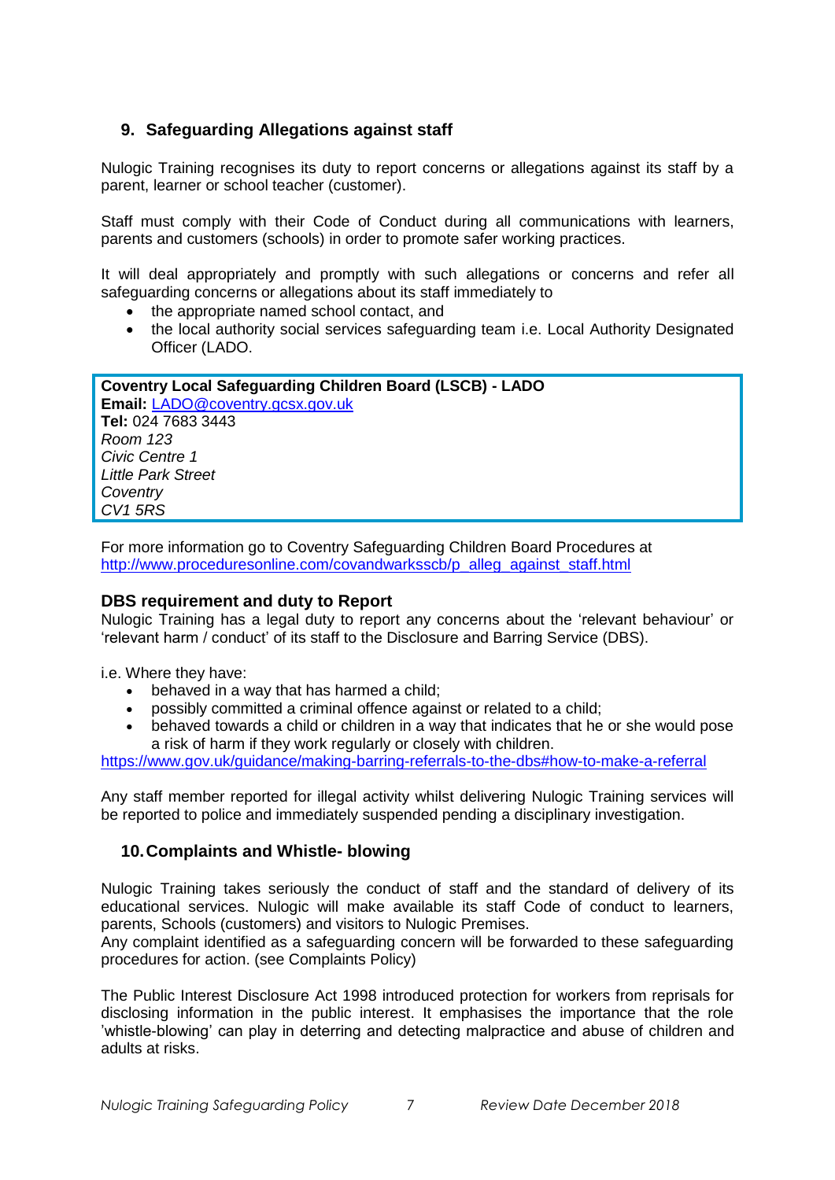## 9. Safeguarding Allegations against staff

Nulogic Training recognises its duty to report concerns or allegations against its staff by a parent, learner or school teacher (customer).

Staff must comply with their Code of Conduct during all communications with learners, parents and customers (schools) in order to promote safer working practices.

It will deal appropriately and promptly with such allegations or concerns and refer all safeguarding concerns or allegations about its staff immediately to

- the appropriate named school contact, and
- the local authority social services safeguarding team i.e. Local Authority Designated Officer (LADO.

**Coventry Local Safeguarding Children Board (LSCB) - LADO**
**Email:** LADO@coventry.gcsx.gov.uk
**Tel:** 024 7683 3443
*Room 123*
*Civic Centre 1*
*Little Park Street*
*Coventry*
*CV1 5RS*

For more information go to Coventry Safeguarding Children Board Procedures at http://www.proceduresonline.com/covandwarksscb/p_alleg_against_staff.html

### DBS requirement and duty to Report

Nulogic Training has a legal duty to report any concerns about the 'relevant behaviour' or 'relevant harm / conduct' of its staff to the Disclosure and Barring Service (DBS).

i.e. Where they have:

- behaved in a way that has harmed a child;
- possibly committed a criminal offence against or related to a child;
- behaved towards a child or children in a way that indicates that he or she would pose a risk of harm if they work regularly or closely with children.

https://www.gov.uk/guidance/making-barring-referrals-to-the-dbs#how-to-make-a-referral

Any staff member reported for illegal activity whilst delivering Nulogic Training services will be reported to police and immediately suspended pending a disciplinary investigation.

## 10. Complaints and Whistle- blowing

Nulogic Training takes seriously the conduct of staff and the standard of delivery of its educational services. Nulogic will make available its staff Code of conduct to learners, parents, Schools (customers) and visitors to Nulogic Premises.
Any complaint identified as a safeguarding concern will be forwarded to these safeguarding procedures for action. (see Complaints Policy)

The Public Interest Disclosure Act 1998 introduced protection for workers from reprisals for disclosing information in the public interest. It emphasises the importance that the role 'whistle-blowing' can play in deterring and detecting malpractice and abuse of children and adults at risks.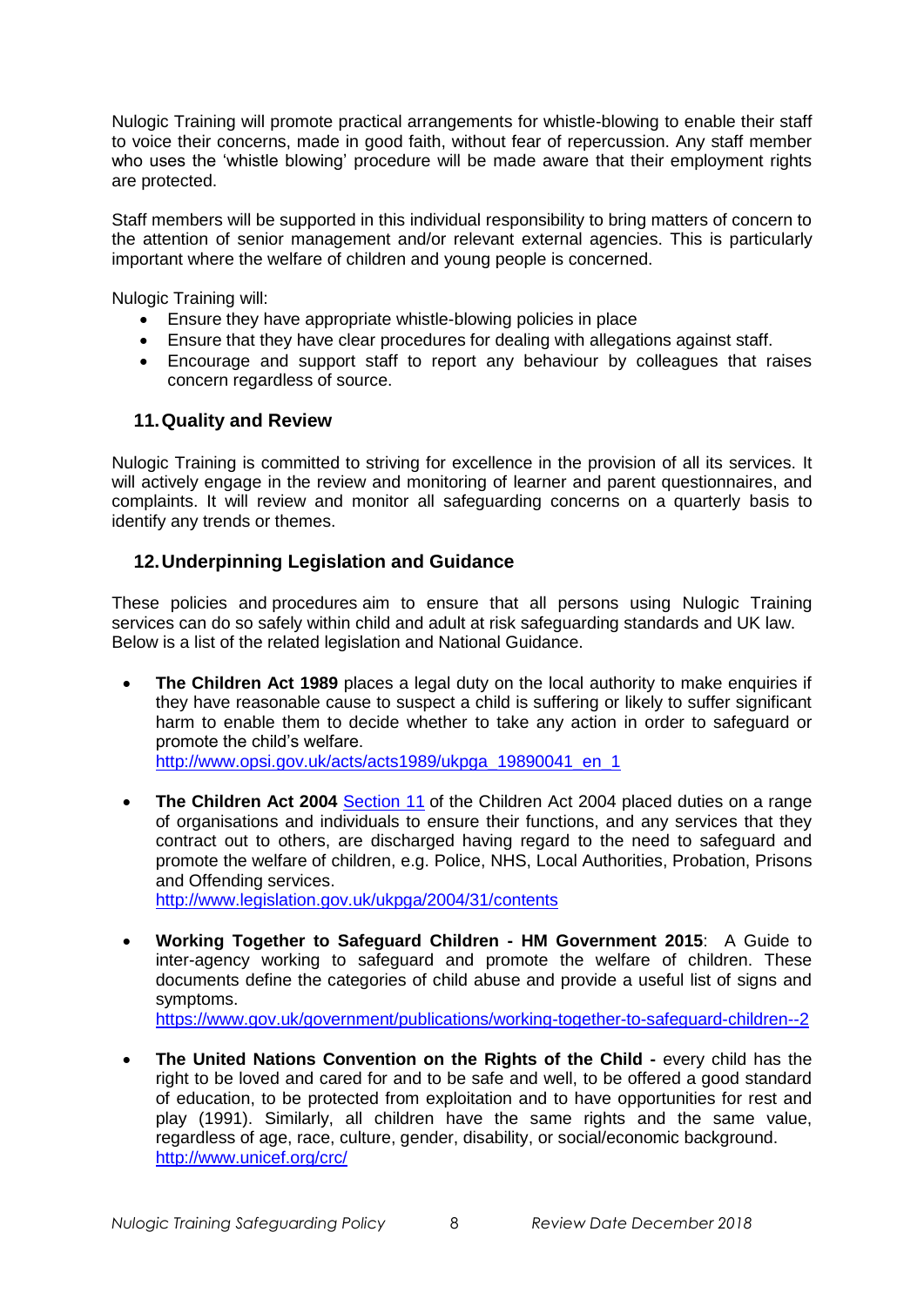Nulogic Training will promote practical arrangements for whistle-blowing to enable their staff to voice their concerns, made in good faith, without fear of repercussion. Any staff member who uses the 'whistle blowing' procedure will be made aware that their employment rights are protected.

Staff members will be supported in this individual responsibility to bring matters of concern to the attention of senior management and/or relevant external agencies. This is particularly important where the welfare of children and young people is concerned.

Nulogic Training will:

- Ensure they have appropriate whistle-blowing policies in place
- Ensure that they have clear procedures for dealing with allegations against staff.
- Encourage and support staff to report any behaviour by colleagues that raises concern regardless of source.

## 11. Quality and Review

Nulogic Training is committed to striving for excellence in the provision of all its services. It will actively engage in the review and monitoring of learner and parent questionnaires, and complaints. It will review and monitor all safeguarding concerns on a quarterly basis to identify any trends or themes.

## 12. Underpinning Legislation and Guidance

These policies and procedures aim to ensure that all persons using Nulogic Training services can do so safely within child and adult at risk safeguarding standards and UK law. Below is a list of the related legislation and National Guidance.

- **The Children Act 1989** places a legal duty on the local authority to make enquiries if they have reasonable cause to suspect a child is suffering or likely to suffer significant harm to enable them to decide whether to take any action in order to safeguard or promote the child's welfare.
  http://www.opsi.gov.uk/acts/acts1989/ukpga_19890041_en_1

- **The Children Act 2004** Section 11 of the Children Act 2004 placed duties on a range of organisations and individuals to ensure their functions, and any services that they contract out to others, are discharged having regard to the need to safeguard and promote the welfare of children, e.g. Police, NHS, Local Authorities, Probation, Prisons and Offending services.
  http://www.legislation.gov.uk/ukpga/2004/31/contents

- **Working Together to Safeguard Children - HM Government 2015**: A Guide to inter-agency working to safeguard and promote the welfare of children. These documents define the categories of child abuse and provide a useful list of signs and symptoms.
  https://www.gov.uk/government/publications/working-together-to-safeguard-children--2

- **The United Nations Convention on the Rights of the Child -** every child has the right to be loved and cared for and to be safe and well, to be offered a good standard of education, to be protected from exploitation and to have opportunities for rest and play (1991). Similarly, all children have the same rights and the same value, regardless of age, race, culture, gender, disability, or social/economic background.
  http://www.unicef.org/crc/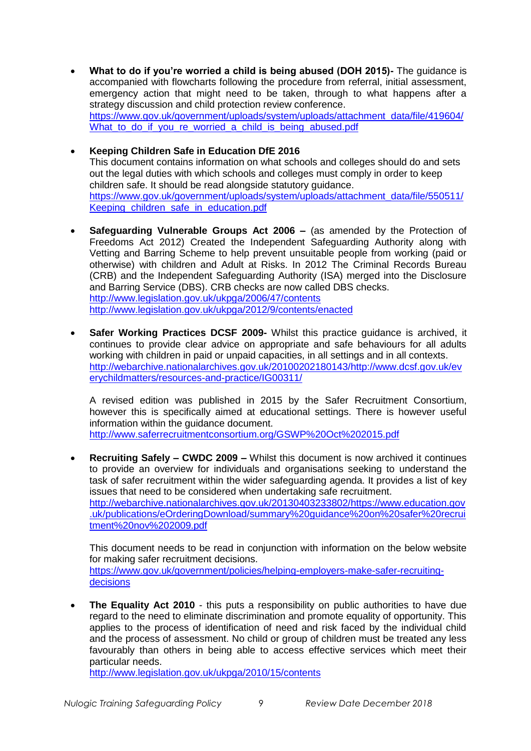- **What to do if you're worried a child is being abused (DOH 2015)-** The guidance is accompanied with flowcharts following the procedure from referral, initial assessment, emergency action that might need to be taken, through to what happens after a strategy discussion and child protection review conference.
  https://www.gov.uk/government/uploads/system/uploads/attachment_data/file/419604/What_to_do_if_you_re_worried_a_child_is_being_abused.pdf

- **Keeping Children Safe in Education DfE 2016**
  This document contains information on what schools and colleges should do and sets out the legal duties with which schools and colleges must comply in order to keep children safe. It should be read alongside statutory guidance.
  https://www.gov.uk/government/uploads/system/uploads/attachment_data/file/550511/Keeping_children_safe_in_education.pdf

- **Safeguarding Vulnerable Groups Act 2006 –** (as amended by the Protection of Freedoms Act 2012) Created the Independent Safeguarding Authority along with Vetting and Barring Scheme to help prevent unsuitable people from working (paid or otherwise) with children and Adult at Risks. In 2012 The Criminal Records Bureau (CRB) and the Independent Safeguarding Authority (ISA) merged into the Disclosure and Barring Service (DBS). CRB checks are now called DBS checks.
  http://www.legislation.gov.uk/ukpga/2006/47/contents
  http://www.legislation.gov.uk/ukpga/2012/9/contents/enacted

- **Safer Working Practices DCSF 2009-** Whilst this practice guidance is archived, it continues to provide clear advice on appropriate and safe behaviours for all adults working with children in paid or unpaid capacities, in all settings and in all contexts.
  http://webarchive.nationalarchives.gov.uk/20100202180143/http://www.dcsf.gov.uk/everychildmatters/resources-and-practice/IG00311/

  A revised edition was published in 2015 by the Safer Recruitment Consortium, however this is specifically aimed at educational settings. There is however useful information within the guidance document.
  http://www.saferrecruitmentconsortium.org/GSWP%20Oct%202015.pdf

- **Recruiting Safely – CWDC 2009 –** Whilst this document is now archived it continues to provide an overview for individuals and organisations seeking to understand the task of safer recruitment within the wider safeguarding agenda. It provides a list of key issues that need to be considered when undertaking safe recruitment.
  http://webarchive.nationalarchives.gov.uk/20130403233802/https://www.education.gov.uk/publications/eOrderingDownload/summary%20guidance%20on%20safer%20recruitment%20nov%202009.pdf

  This document needs to be read in conjunction with information on the below website for making safer recruitment decisions.
  https://www.gov.uk/government/policies/helping-employers-make-safer-recruiting-decisions

- **The Equality Act 2010** - this puts a responsibility on public authorities to have due regard to the need to eliminate discrimination and promote equality of opportunity. This applies to the process of identification of need and risk faced by the individual child and the process of assessment. No child or group of children must be treated any less favourably than others in being able to access effective services which meet their particular needs.
  http://www.legislation.gov.uk/ukpga/2010/15/contents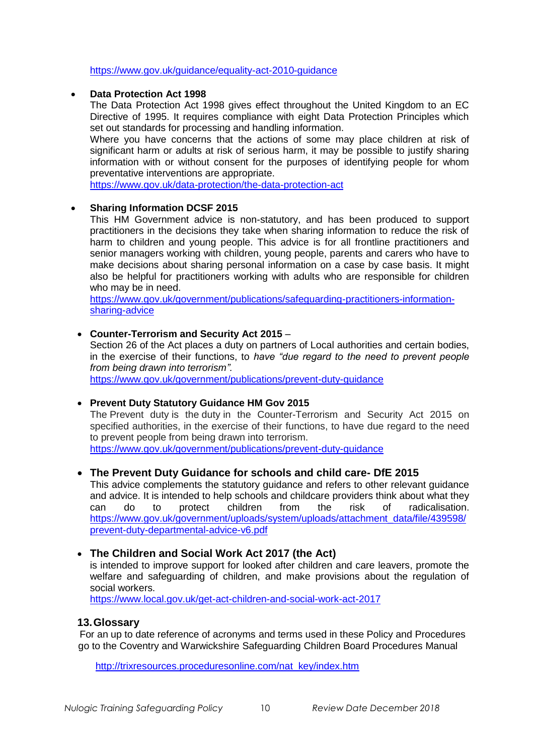https://www.gov.uk/guidance/equality-act-2010-guidance

- **Data Protection Act 1998**
  The Data Protection Act 1998 gives effect throughout the United Kingdom to an EC Directive of 1995. It requires compliance with eight Data Protection Principles which set out standards for processing and handling information.
  Where you have concerns that the actions of some may place children at risk of significant harm or adults at risk of serious harm, it may be possible to justify sharing information with or without consent for the purposes of identifying people for whom preventative interventions are appropriate.
  https://www.gov.uk/data-protection/the-data-protection-act

- **Sharing Information DCSF 2015**
  This HM Government advice is non-statutory, and has been produced to support practitioners in the decisions they take when sharing information to reduce the risk of harm to children and young people. This advice is for all frontline practitioners and senior managers working with children, young people, parents and carers who have to make decisions about sharing personal information on a case by case basis. It might also be helpful for practitioners working with adults who are responsible for children who may be in need.
  https://www.gov.uk/government/publications/safeguarding-practitioners-information-sharing-advice

- **Counter-Terrorism and Security Act 2015** –
  Section 26 of the Act places a duty on partners of Local authorities and certain bodies, in the exercise of their functions, to *have "due regard to the need to prevent people from being drawn into terrorism".*
  https://www.gov.uk/government/publications/prevent-duty-guidance

- **Prevent Duty Statutory Guidance HM Gov 2015**
  The Prevent duty is the duty in the Counter-Terrorism and Security Act 2015 on specified authorities, in the exercise of their functions, to have due regard to the need to prevent people from being drawn into terrorism.
  https://www.gov.uk/government/publications/prevent-duty-guidance

- **The Prevent Duty Guidance for schools and child care- DfE 2015**
  This advice complements the statutory guidance and refers to other relevant guidance and advice. It is intended to help schools and childcare providers think about what they can do to protect children from the risk of radicalisation. https://www.gov.uk/government/uploads/system/uploads/attachment_data/file/439598/prevent-duty-departmental-advice-v6.pdf

- **The Children and Social Work Act 2017 (the Act)**
  is intended to improve support for looked after children and care leavers, promote the welfare and safeguarding of children, and make provisions about the regulation of social workers.
  https://www.local.gov.uk/get-act-children-and-social-work-act-2017

## 13. Glossary

For an up to date reference of acronyms and terms used in these Policy and Procedures go to the Coventry and Warwickshire Safeguarding Children Board Procedures Manual

http://trixresources.proceduresonline.com/nat_key/index.htm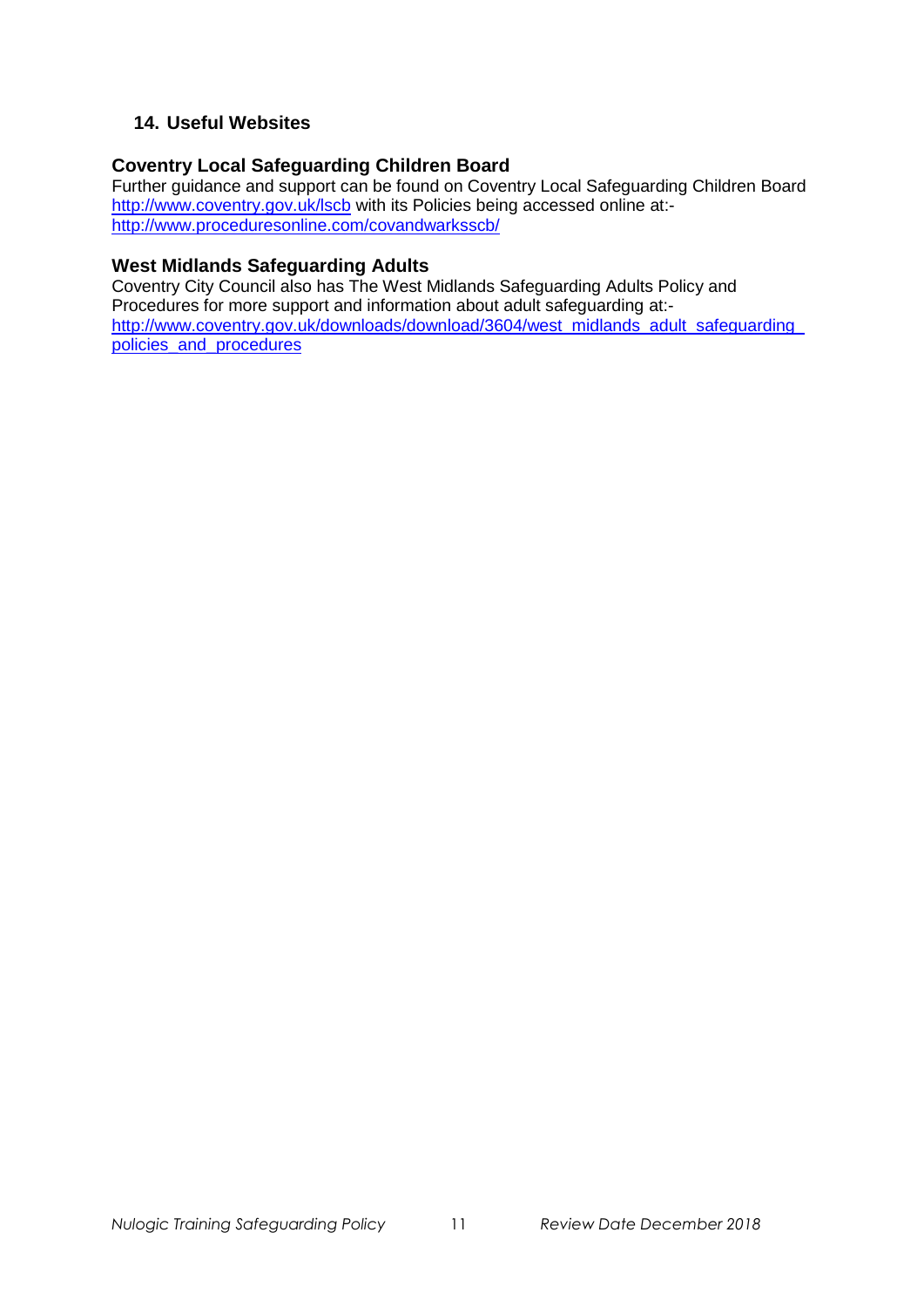## 14. Useful Websites

### Coventry Local Safeguarding Children Board

Further guidance and support can be found on Coventry Local Safeguarding Children Board http://www.coventry.gov.uk/lscb with its Policies being accessed online at:- http://www.proceduresonline.com/covandwarksscb/

### West Midlands Safeguarding Adults

Coventry City Council also has The West Midlands Safeguarding Adults Policy and Procedures for more support and information about adult safeguarding at:- http://www.coventry.gov.uk/downloads/download/3604/west_midlands_adult_safeguarding_policies_and_procedures